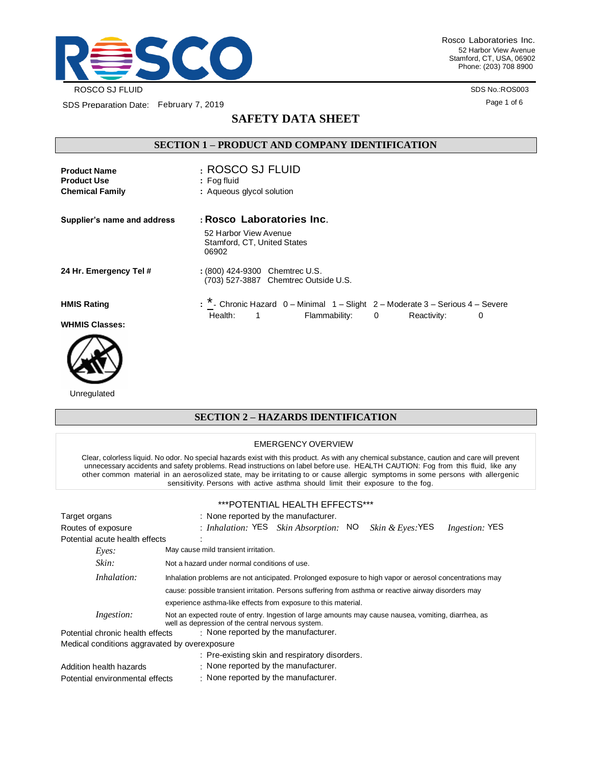Rosco Laboratories Inc.
52 Harbor View Avenue
Stamford, CT, USA, 06902
Phone: (203) 708 8900

ROSCO SJ FLUID

SDS No.:ROS003

SDS Preparation Date: February 7, 2019

# SAFETY DATA SHEET

## SECTION 1 – PRODUCT AND COMPANY IDENTIFICATION

**Product Name** : ROSCO SJ FLUID
**Product Use** : Fog fluid
**Chemical Family** : Aqueous glycol solution

**Supplier's name and address** : **Rosco Laboratories Inc.**
52 Harbor View Avenue
Stamford, CT, United States
06902

**24 Hr. Emergency Tel #** : (800) 424-9300 Chemtrec U.S.
(703) 527-3887 Chemtrec Outside U.S.

**HMIS Rating** : * - Chronic Hazard 0 – Minimal 1 – Slight 2 – Moderate 3 – Serious 4 – Severe
Health: 1 Flammability: 0 Reactivity: 0

**WHMIS Classes:**

Unregulated

## SECTION 2 – HAZARDS IDENTIFICATION

EMERGENCY OVERVIEW

Clear, colorless liquid. No odor. No special hazards exist with this product. As with any chemical substance, caution and care will prevent unnecessary accidents and safety problems. Read instructions on label before use. HEALTH CAUTION: Fog from this fluid, like any other common material in an aerosolized state, may be irritating to or cause allergic symptoms in some persons with allergenic sensitivity. Persons with active asthma should limit their exposure to the fog.

***POTENTIAL HEALTH EFFECTS***

Target organs : None reported by the manufacturer.

Routes of exposure : *Inhalation:* YES *Skin Absorption:* NO *Skin & Eyes:* YES *Ingestion:* YES

Potential acute health effects :

- *Eyes:* May cause mild transient irritation.
- *Skin:* Not a hazard under normal conditions of use.
- *Inhalation:* Inhalation problems are not anticipated. Prolonged exposure to high vapor or aerosol concentrations may cause: possible transient irritation. Persons suffering from asthma or reactive airway disorders may experience asthma-like effects from exposure to this material.
- *Ingestion:* Not an expected route of entry. Ingestion of large amounts may cause nausea, vomiting, diarrhea, as well as depression of the central nervous system.

Potential chronic health effects : None reported by the manufacturer.

Medical conditions aggravated by overexposure
: Pre-existing skin and respiratory disorders.

Addition health hazards : None reported by the manufacturer.

Potential environmental effects : None reported by the manufacturer.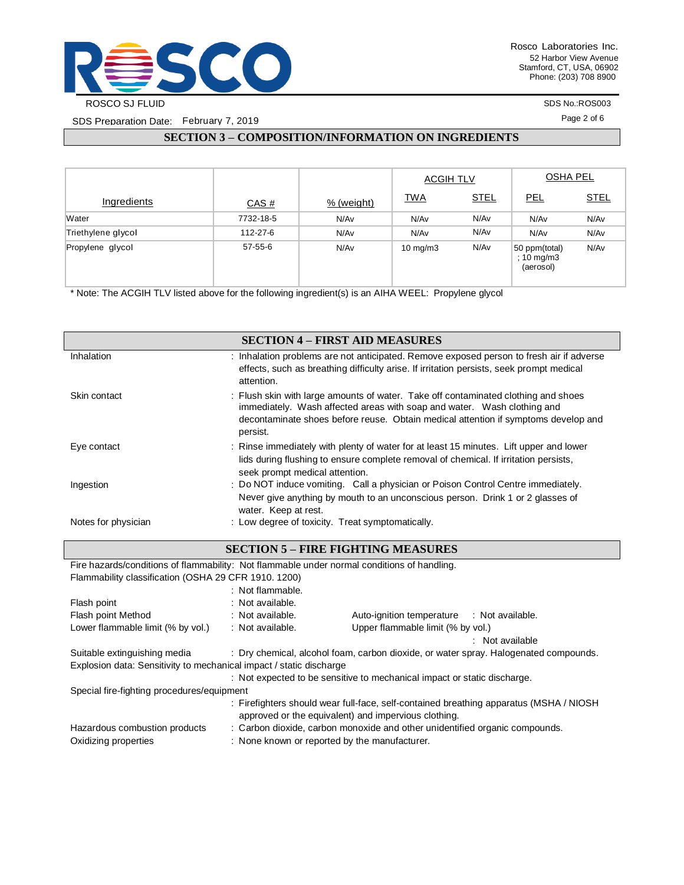## SECTION 3 – COMPOSITION/INFORMATION ON INGREDIENTS

| Ingredients | CAS # | % (weight) | ACGIH TLV | | OSHA PEL | |
|---|---|---|---|---|---|---|
| | | | TWA | STEL | PEL | STEL |
| Water | 7732-18-5 | N/Av | N/Av | N/Av | N/Av | N/Av |
| Triethylene glycol | 112-27-6 | N/Av | N/Av | N/Av | N/Av | N/Av |
| Propylene glycol | 57-55-6 | N/Av | 10 mg/m3 | N/Av | 50 ppm(total) ; 10 mg/m3 (aerosol) | N/Av |

* Note: The ACGIH TLV listed above for the following ingredient(s) is an AIHA WEEL: Propylene glycol

## SECTION 4 – FIRST AID MEASURES

Inhalation : Inhalation problems are not anticipated. Remove exposed person to fresh air if adverse effects, such as breathing difficulty arise. If irritation persists, seek prompt medical attention.

Skin contact : Flush skin with large amounts of water. Take off contaminated clothing and shoes immediately. Wash affected areas with soap and water. Wash clothing and decontaminate shoes before reuse. Obtain medical attention if symptoms develop and persist.

Eye contact : Rinse immediately with plenty of water for at least 15 minutes. Lift upper and lower lids during flushing to ensure complete removal of chemical. If irritation persists, seek prompt medical attention.

Ingestion : Do NOT induce vomiting. Call a physician or Poison Control Centre immediately. Never give anything by mouth to an unconscious person. Drink 1 or 2 glasses of water. Keep at rest.

Notes for physician : Low degree of toxicity. Treat symptomatically.

## SECTION 5 – FIRE FIGHTING MEASURES

Fire hazards/conditions of flammability: Not flammable under normal conditions of handling.

Flammability classification (OSHA 29 CFR 1910. 1200)
: Not flammable.

Flash point : Not available.

Flash point Method : Not available.

Auto-ignition temperature : Not available.

Lower flammable limit (% by vol.) : Not available.

Upper flammable limit (% by vol.) : Not available

Suitable extinguishing media : Dry chemical, alcohol foam, carbon dioxide, or water spray. Halogenated compounds.

Explosion data: Sensitivity to mechanical impact / static discharge
: Not expected to be sensitive to mechanical impact or static discharge.

Special fire-fighting procedures/equipment
: Firefighters should wear full-face, self-contained breathing apparatus (MSHA / NIOSH approved or the equivalent) and impervious clothing.

Hazardous combustion products : Carbon dioxide, carbon monoxide and other unidentified organic compounds.

Oxidizing properties : None known or reported by the manufacturer.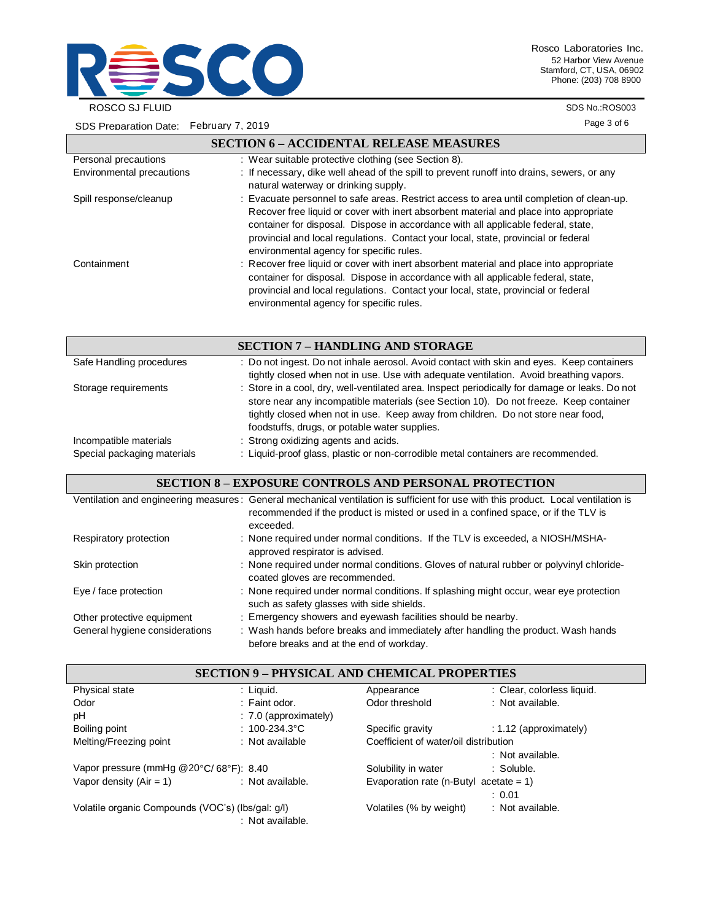## SECTION 6 – ACCIDENTAL RELEASE MEASURES

| | |
|---|---|
| Personal precautions | : Wear suitable protective clothing (see Section 8). |
| Environmental precautions | : If necessary, dike well ahead of the spill to prevent runoff into drains, sewers, or any natural waterway or drinking supply. |
| Spill response/cleanup | : Evacuate personnel to safe areas. Restrict access to area until completion of clean-up. Recover free liquid or cover with inert absorbent material and place into appropriate container for disposal. Dispose in accordance with all applicable federal, state, provincial and local regulations. Contact your local, state, provincial or federal environmental agency for specific rules. |
| Containment | : Recover free liquid or cover with inert absorbent material and place into appropriate container for disposal. Dispose in accordance with all applicable federal, state, provincial and local regulations. Contact your local, state, provincial or federal environmental agency for specific rules. |

## SECTION 7 – HANDLING AND STORAGE

| | |
|---|---|
| Safe Handling procedures | : Do not ingest. Do not inhale aerosol. Avoid contact with skin and eyes. Keep containers tightly closed when not in use. Use with adequate ventilation. Avoid breathing vapors. |
| Storage requirements | : Store in a cool, dry, well-ventilated area. Inspect periodically for damage or leaks. Do not store near any incompatible materials (see Section 10). Do not freeze. Keep container tightly closed when not in use. Keep away from children. Do not store near food, foodstuffs, drugs, or potable water supplies. |
| Incompatible materials | : Strong oxidizing agents and acids. |
| Special packaging materials | : Liquid-proof glass, plastic or non-corrodible metal containers are recommended. |

## SECTION 8 – EXPOSURE CONTROLS AND PERSONAL PROTECTION

| | |
|---|---|
| Ventilation and engineering measures | : General mechanical ventilation is sufficient for use with this product. Local ventilation is recommended if the product is misted or used in a confined space, or if the TLV is exceeded. |
| Respiratory protection | : None required under normal conditions. If the TLV is exceeded, a NIOSH/MSHA-approved respirator is advised. |
| Skin protection | : None required under normal conditions. Gloves of natural rubber or polyvinyl chloride-coated gloves are recommended. |
| Eye / face protection | : None required under normal conditions. If splashing might occur, wear eye protection such as safety glasses with side shields. |
| Other protective equipment | : Emergency showers and eyewash facilities should be nearby. |
| General hygiene considerations | : Wash hands before breaks and immediately after handling the product. Wash hands before breaks and at the end of workday. |

## SECTION 9 – PHYSICAL AND CHEMICAL PROPERTIES

| | | | |
|---|---|---|---|
| Physical state | : Liquid. | Appearance | : Clear, colorless liquid. |
| Odor | : Faint odor. | Odor threshold | : Not available. |
| pH | : 7.0 (approximately) | | |
| Boiling point | : 100-234.3°C | Specific gravity | : 1.12 (approximately) |
| Melting/Freezing point | : Not available | Coefficient of water/oil distribution | : Not available. |
| Vapor pressure (mmHg @20°C/ 68°F): | 8.40 | Solubility in water | : Soluble. |
| Vapor density (Air = 1) | : Not available. | Evaporation rate (n-Butyl acetate = 1) | : 0.01 |
| Volatile organic Compounds (VOC's) (lbs/gal: g/l) | : Not available. | Volatiles (% by weight) | : Not available. |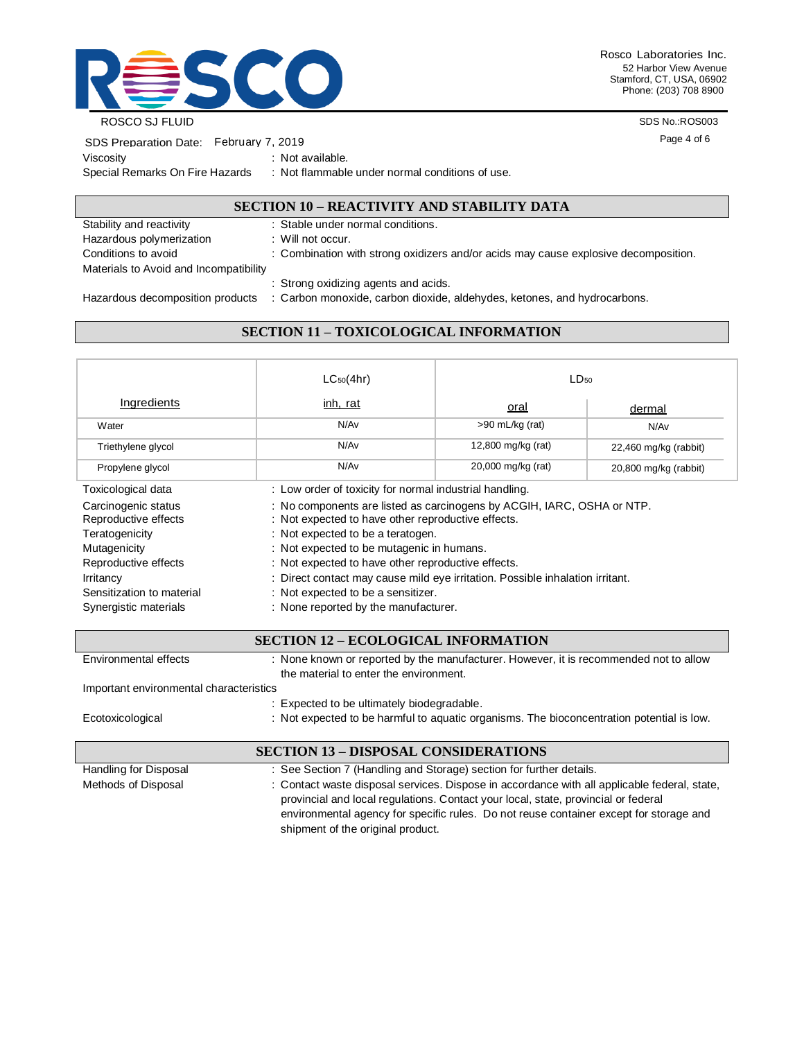Viscosity : Not available.

Special Remarks On Fire Hazards : Not flammable under normal conditions of use.

## SECTION 10 – REACTIVITY AND STABILITY DATA

Stability and reactivity : Stable under normal conditions.

Hazardous polymerization : Will not occur.

Conditions to avoid : Combination with strong oxidizers and/or acids may cause explosive decomposition.

Materials to Avoid and Incompatibility : Strong oxidizing agents and acids.

Hazardous decomposition products : Carbon monoxide, carbon dioxide, aldehydes, ketones, and hydrocarbons.

## SECTION 11 – TOXICOLOGICAL INFORMATION

| Ingredients | $LC_{50}$(4hr) inh, rat | $LD_{50}$ oral | $LD_{50}$ dermal |
|---|---|---|---|
| Water | N/Av | >90 mL/kg (rat) | N/Av |
| Triethylene glycol | N/Av | 12,800 mg/kg (rat) | 22,460 mg/kg (rabbit) |
| Propylene glycol | N/Av | 20,000 mg/kg (rat) | 20,800 mg/kg (rabbit) |

Toxicological data : Low order of toxicity for normal industrial handling.

Carcinogenic status : No components are listed as carcinogens by ACGIH, IARC, OSHA or NTP.

Reproductive effects : Not expected to have other reproductive effects.

Teratogenicity : Not expected to be a teratogen.

Mutagenicity : Not expected to be mutagenic in humans.

Reproductive effects : Not expected to have other reproductive effects.

Irritancy : Direct contact may cause mild eye irritation. Possible inhalation irritant.

Sensitization to material : Not expected to be a sensitizer.

Synergistic materials : None reported by the manufacturer.

## SECTION 12 – ECOLOGICAL INFORMATION

Environmental effects : None known or reported by the manufacturer. However, it is recommended not to allow the material to enter the environment.

Important environmental characteristics : Expected to be ultimately biodegradable.

Ecotoxicological : Not expected to be harmful to aquatic organisms. The bioconcentration potential is low.

## SECTION 13 – DISPOSAL CONSIDERATIONS

Handling for Disposal : See Section 7 (Handling and Storage) section for further details.

Methods of Disposal : Contact waste disposal services. Dispose in accordance with all applicable federal, state, provincial and local regulations. Contact your local, state, provincial or federal environmental agency for specific rules. Do not reuse container except for storage and shipment of the original product.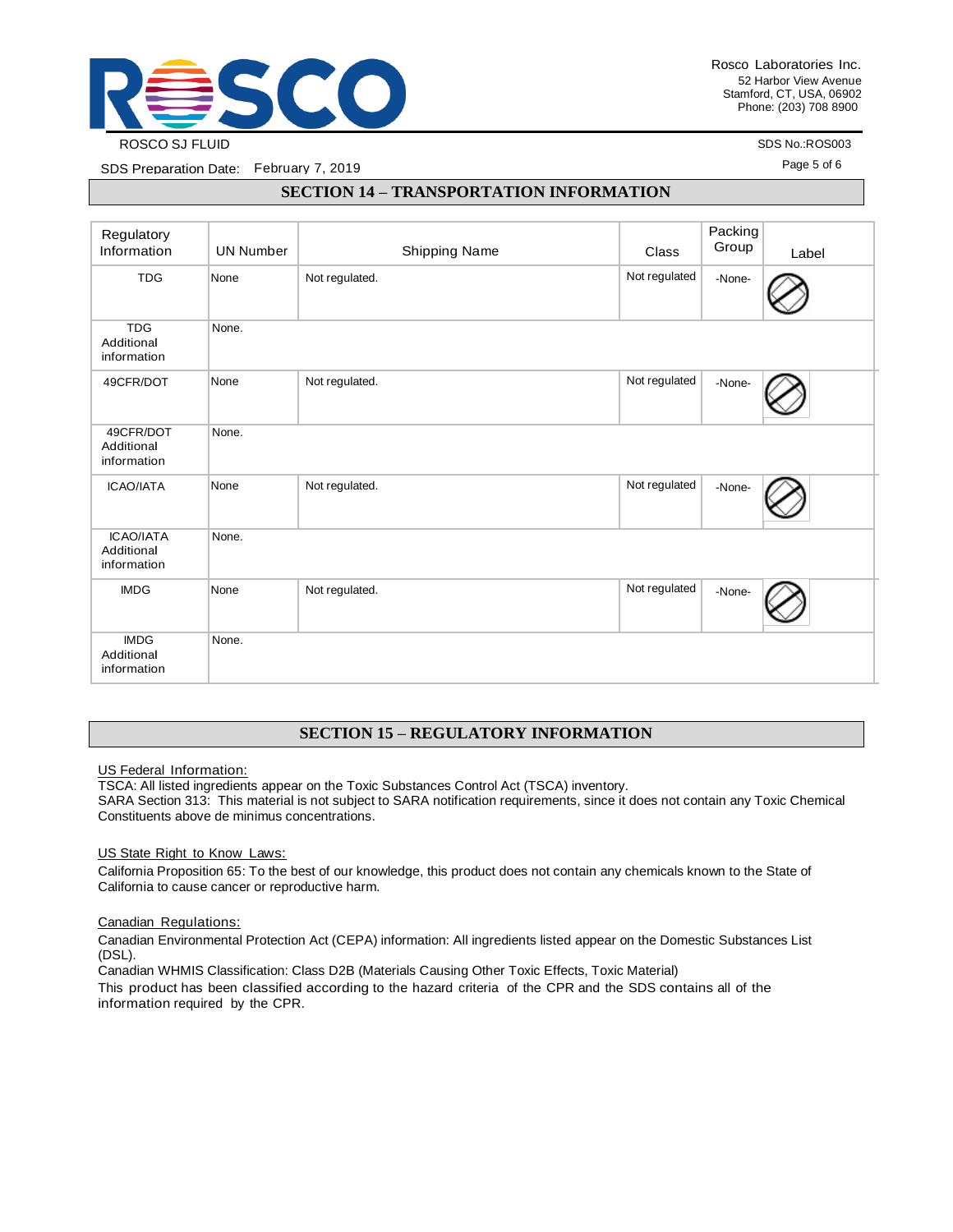## SECTION 14 – TRANSPORTATION INFORMATION

| Regulatory Information | UN Number | Shipping Name | Class | Packing Group | Label |
|---|---|---|---|---|---|
| TDG | None | Not regulated. | Not regulated | -None- | |
| TDG Additional information | None. | | | | |
| 49CFR/DOT | None | Not regulated. | Not regulated | -None- | |
| 49CFR/DOT Additional information | None. | | | | |
| ICAO/IATA | None | Not regulated. | Not regulated | -None- | |
| ICAO/IATA Additional information | None. | | | | |
| IMDG | None | Not regulated. | Not regulated | -None- | |
| IMDG Additional information | None. | | | | |

## SECTION 15 – REGULATORY INFORMATION

US Federal Information:

TSCA: All listed ingredients appear on the Toxic Substances Control Act (TSCA) inventory.
SARA Section 313: This material is not subject to SARA notification requirements, since it does not contain any Toxic Chemical Constituents above de minimus concentrations.

US State Right to Know Laws:

California Proposition 65: To the best of our knowledge, this product does not contain any chemicals known to the State of California to cause cancer or reproductive harm.

Canadian Regulations:

Canadian Environmental Protection Act (CEPA) information: All ingredients listed appear on the Domestic Substances List (DSL).
Canadian WHMIS Classification: Class D2B (Materials Causing Other Toxic Effects, Toxic Material)
This product has been classified according to the hazard criteria of the CPR and the SDS contains all of the information required by the CPR.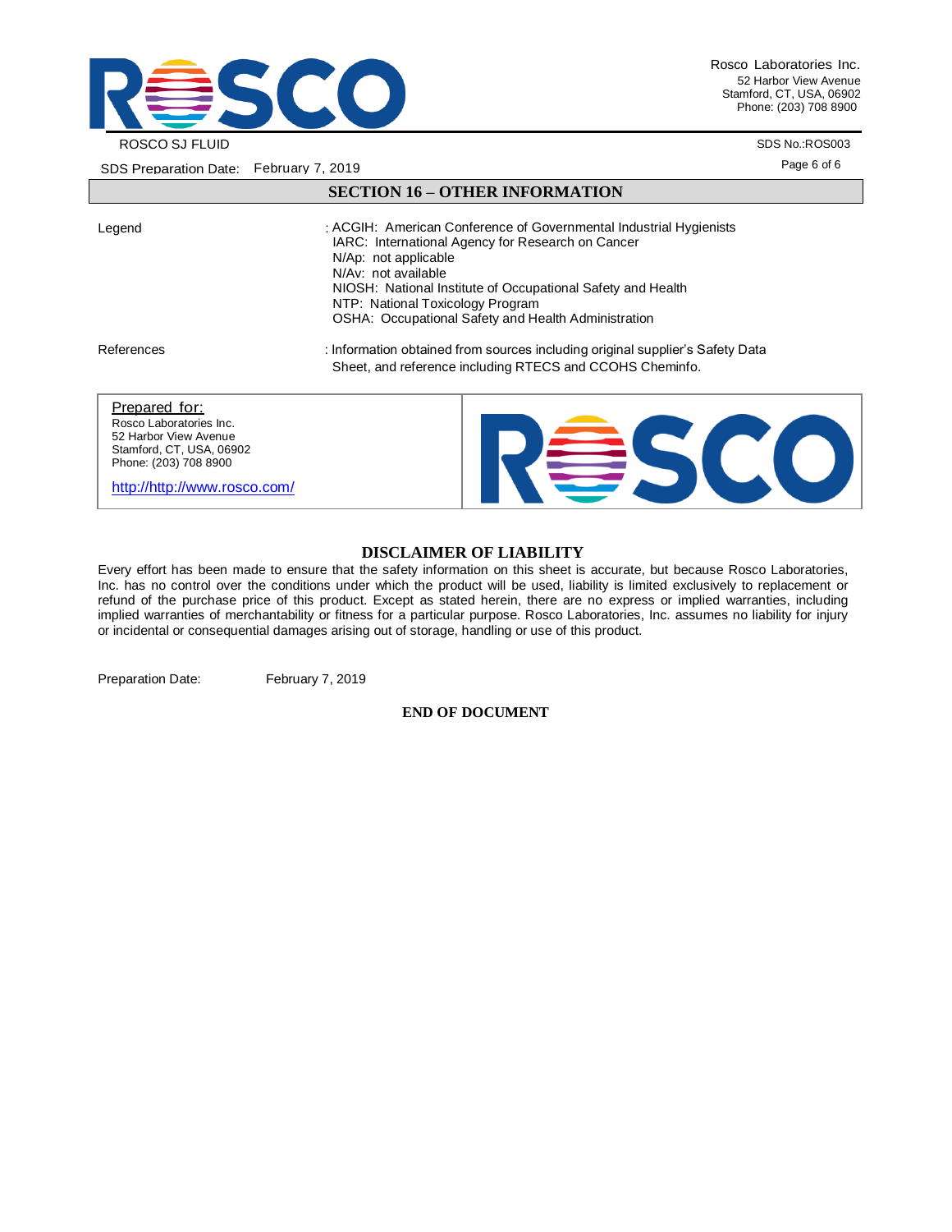## SECTION 16 – OTHER INFORMATION

| | |
|---|---|
| Legend | : ACGIH: American Conference of Governmental Industrial Hygienists<br>IARC: International Agency for Research on Cancer<br>N/Ap: not applicable<br>N/Av: not available<br>NIOSH: National Institute of Occupational Safety and Health<br>NTP: National Toxicology Program<br>OSHA: Occupational Safety and Health Administration |
| References | : Information obtained from sources including original supplier's Safety Data Sheet, and reference including RTECS and CCOHS Cheminfo. |

Prepared for:
Rosco Laboratories Inc.
52 Harbor View Avenue
Stamford, CT, USA, 06902
Phone: (203) 708 8900

http://http://www.rosco.com/

## DISCLAIMER OF LIABILITY

Every effort has been made to ensure that the safety information on this sheet is accurate, but because Rosco Laboratories, Inc. has no control over the conditions under which the product will be used, liability is limited exclusively to replacement or refund of the purchase price of this product. Except as stated herein, there are no express or implied warranties, including implied warranties of merchantability or fitness for a particular purpose. Rosco Laboratories, Inc. assumes no liability for injury or incidental or consequential damages arising out of storage, handling or use of this product.

Preparation Date: February 7, 2019

**END OF DOCUMENT**